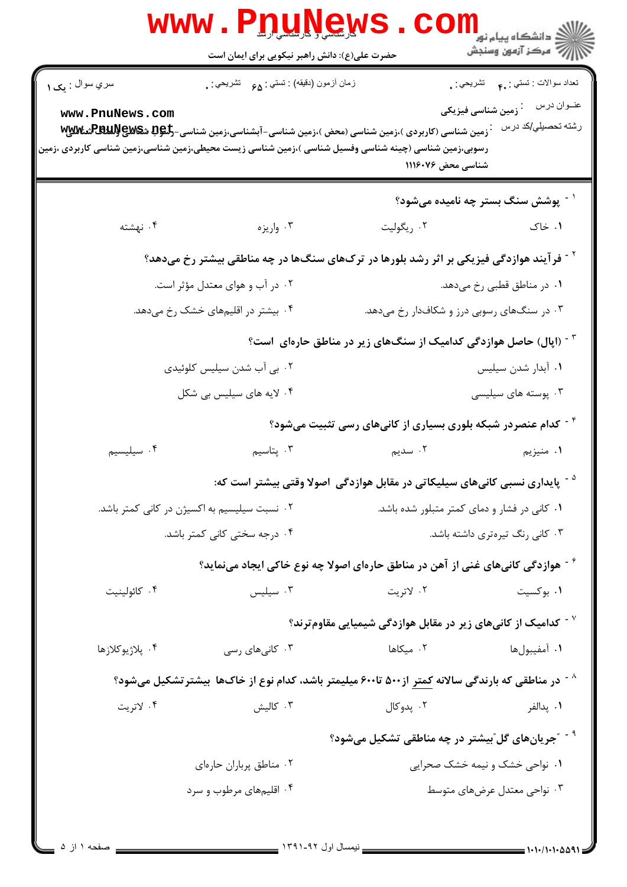حضرت علی(ع): دانش راهبر نیکویی برای ایمان است

کارشناسی و کارشناسی ارشد

دانشگاه پیام نور
مرکز آزمون وسنجش

سري سوال : یک ۱

زمان آزمون (دقیقه) : تستی : ۶۵ تشریحی : ۰

تعداد سوالات : تستی : ۴۰ تشریحی : ۰

عنوان درس : زمین شناسی فیزیکی

رشته تحصیلي/کد درس : زمین شناسی (کاربردی )،زمین شناسی (محض )،زمین شناسی-آبشناسی،زمین شناسی-رسوب شناسی وسنگ شناسی رسوبی،زمین شناسی (چینه شناسی وفسیل شناسی )،زمین شناسی زیست محیطی،زمین شناسی،زمین شناسی کاربردی ،زمین شناسی محض ۱۱۱۶۰۷۶

۱- پوشش سنگ بستر چه نامیده می‌شود؟

۱. خاک
۲. ریگولیت
۳. واریزه
۴. نهشته

۲- فرآیند هوازدگی فیزیکی بر اثر رشد بلورها در ترک‌های سنگ‌ها در چه مناطقی بیشتر رخ می‌دهد؟

۱. در مناطق قطبی رخ می‌دهد.
۲. در آب و هوای معتدل مؤثر است.
۳. در سنگ‌های رسوبی درزو و شکافدار رخ می‌دهد.
۴. بیشتر در اقلیم‌های خشک رخ می‌دهد.

۳- (اپال) حاصل هوازدگی کدامیک از سنگ‌های زیر در مناطق حاره‌ای است؟

۱. آبدار شدن سیلیس
۲. بی آب شدن سیلیس کلوئیدی
۳. پوسته های سیلیسی
۴. لایه های سیلیس بی شکل

۴- کدام عنصردر شبکه بلوری بسیاری از کانی‌های رسی تثبیت می‌شود؟

۱. منیزیم
۲. سدیم
۳. پتاسیم
۴. سیلیسیم

۵- پایداری نسبی کانی‌های سیلیکاتی در مقابل هوازدگی اصولا وقتی بیشتر است که:

۱. کانی در فشار و دمای کمتر متبلور شده باشد.
۲. نسبت سیلیسیم به اکسیژن در کانی کمتر باشد.
۳. کانی رنگ تیره‌تری داشته باشد.
۴. درجه سختی کانی کمتر باشد.

۶- هوازدگی کانی‌های غنی از آهن در مناطق حاره‌ای اصولا چه نوع خاکی ایجاد می‌نماید؟

۱. بوکسیت
۲. لاتریت
۳. سیلیس
۴. کائولینیت

۷- کدامیک از کانی‌های زیر در مقابل هوازدگی شیمیایی مقاوم‌ترند؟

۱. آمفیبول‌ها
۲. میکاها
۳. کانی‌های رسی
۴. پلاژیوکلازها

۸- در مناطقی که بارندگی سالانه کمتر از ۵۰۰ تا ۶۰۰ میلیمتر باشد، کدام نوع از خاک‌ها بیشترتشکیل می‌شود؟

۱. پدالفر
۲. پدوکال
۳. کالیش
۴. لاتریت

۹- "جریان‌های گل"بیشتر در چه مناطقی تشکیل می‌شود؟

۱. نواحی خشک و نیمه خشک صحرایی
۲. مناطق پرباران حاره‌ای
۳. نواحی معتدل عرض‌های متوسط
۴. اقلیم‌های مرطوب و سرد

نیمسال اول ۹۲-۱۳۹۱

۱۰۱۰/۱۰۱۰۵۵۹۱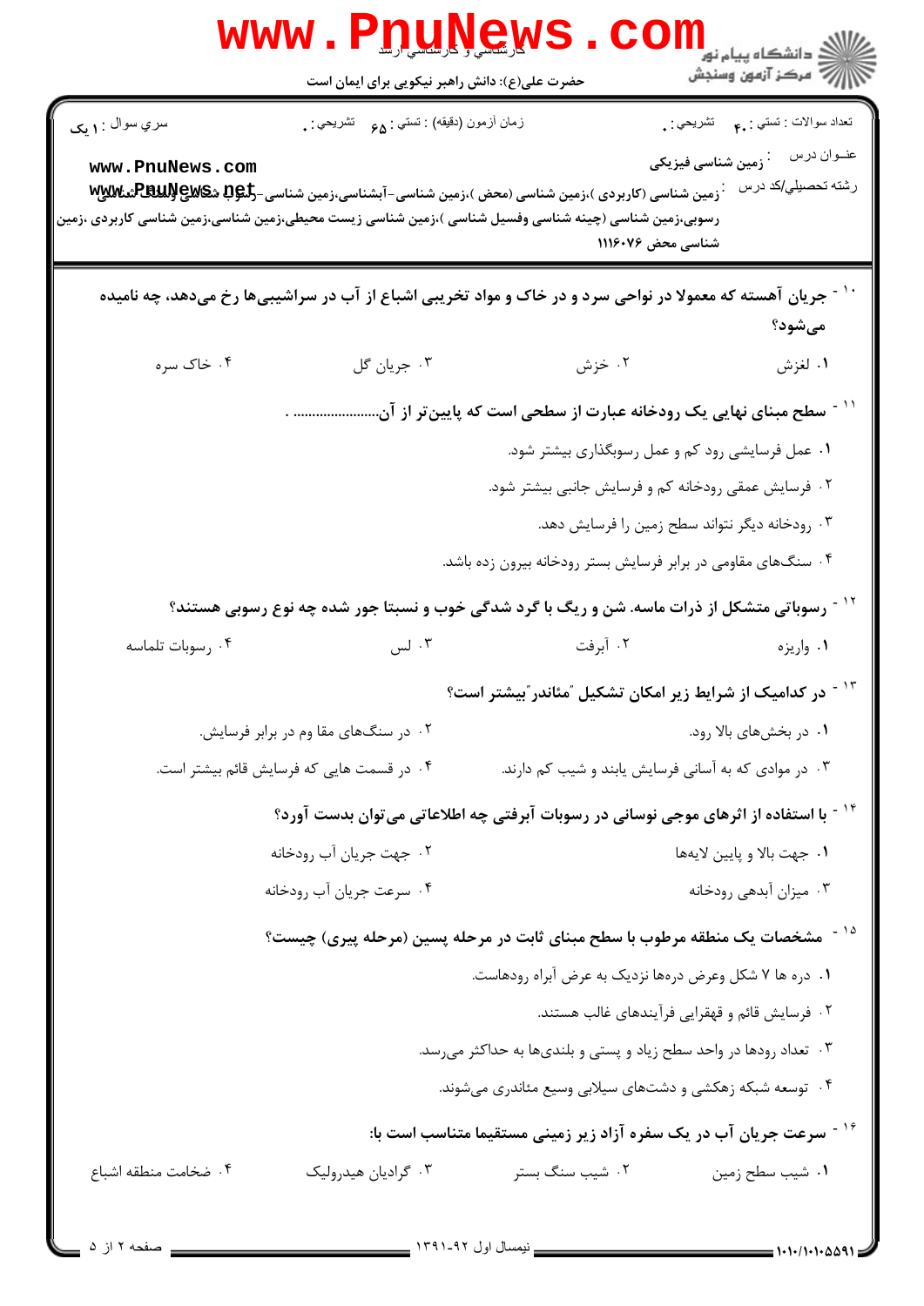۱۰ - جریان آهسته که معمولا در نواحی سرد و در خاک و مواد تخریبی اشباع از آب در سراشیبی‌ها رخ می‌دهد، چه نامیده می‌شود؟

۱. لغزش
۲. خزش
۳. جریان گل
۴. خاک سره

۱۱ - سطح مبنای نهایی یک رودخانه عبارت از سطحی است که پایین‌تر از آن......................... .

۱. عمل فرسایشی رود کم و عمل رسوبگذاری بیشتر شود.
۲. فرسایش عمقی رودخانه کم و فرسایش جانبی بیشتر شود.
۳. رودخانه دیگر نتواند سطح زمین را فرسایش دهد.
۴. سنگ‌های مقاومی در برابر فرسایش بستر رودخانه بیرون زده باشد.

۱۲ - رسوباتی متشکل از ذرات ماسه. شن و ریگ با گرد شدگی خوب و نسبتا جور شده چه نوع رسوبی هستند؟

۱. واریزه
۲. آبرفت
۳. لس
۴. رسوبات تلماسه

۱۳ - در کدامیک از شرایط زیر امکان تشکیل "مئاندر"بیشتر است؟

۱. در بخش‌های بالا رود.
۲. در سنگ‌های مقا وم در برابر فرسایش.
۳. در موادی که به آسانی فرسایش یابند و شیب کم دارند.
۴. در قسمت هایی که فرسایش قائم بیشتر است.

۱۴ - با استفاده از اثرهای موجی نوسانی در رسوبات آبرفتی چه اطلاعاتی می‌توان بدست آورد؟

۱. جهت بالا و پایین لایه‌ها
۲. جهت جریان آب رودخانه
۳. میزان آبدهی رودخانه
۴. سرعت جریان آب رودخانه

۱۵ - مشخصات یک منطقه مرطوب با سطح مبنای ثابت در مرحله پسین (مرحله پیری) چیست؟

۱. دره ها V شکل وعرض دره‌ها نزدیک به عرض آبراه رودهاست.
۲. فرسایش قائم و قهقرایی فرآیندهای غالب هستند.
۳. تعداد رودها در واحد سطح زیاد و پستی و بلندی‌ها به حداکثر می‌رسد.
۴. توسعه شبکه زهکشی و دشت‌های سیلابی وسیع مئاندری می‌شوند.

۱۶ - سرعت جریان آب در یک سفره آزاد زیر زمینی مستقیما متناسب است با:

۱. شیب سطح زمین
۲. شیب سنگ بستر
۳. گرادیان هیدرولیک
۴. ضخامت منطقه اشباع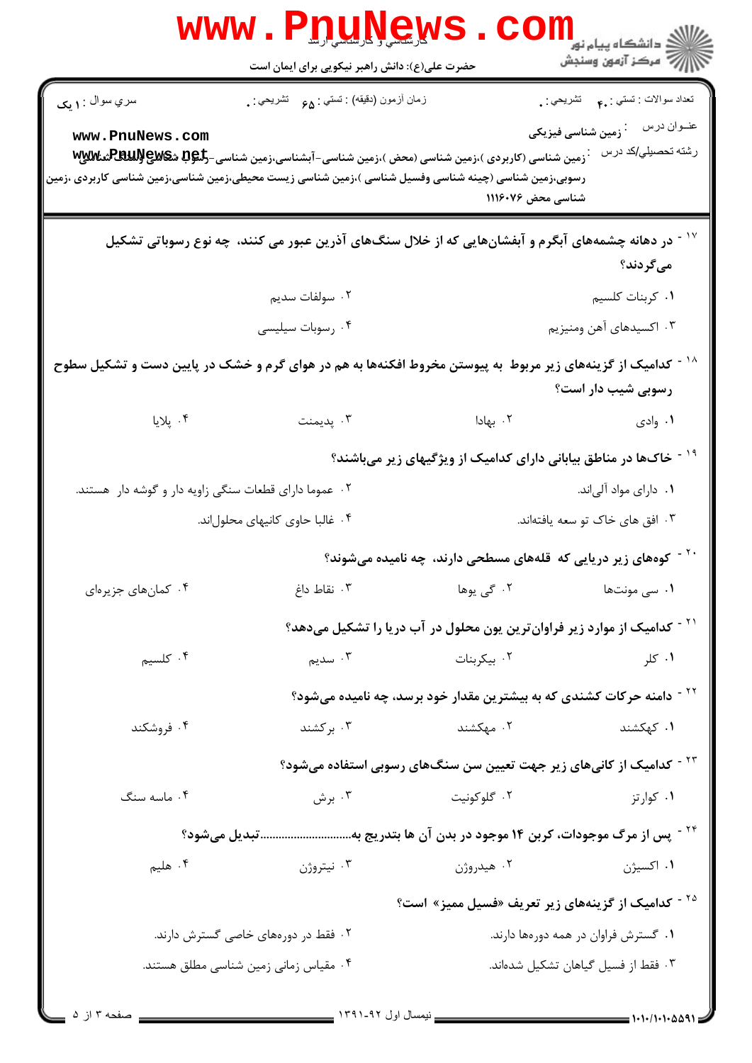۱۷ - در دهانه چشمه‌های آبگرم و آبفشان‌هایی که از خلال سنگ‌های آذرین عبور می کنند، چه نوع رسوباتی تشکیل می‌گردند؟

۱. کربنات کلسیم
۲. سولفات سدیم
۳. اکسیدهای آهن ومنیزیم
۴. رسوبات سیلیسی

۱۸ - کدامیک از گزینه‌های زیر مربوط به پیوستن مخروط افکنه‌ها به هم در هوای گرم و خشک در پایین دست و تشکیل سطوح رسوبی شیب دار است؟

۱. وادی
۲. بهادا
۳. پدیمنت
۴. پلایا

۱۹ - خاک‌ها در مناطق بیابانی دارای کدامیک از ویژگیهای زیر می‌باشند؟

۱. دارای مواد آلی‌اند.
۲. عموما دارای قطعات سنگی زاویه دار و گوشه دار هستند.
۳. افق های خاک تو سعه یافته‌اند.
۴. غالبا حاوی کانیهای محلول‌اند.

۲۰ - کوه‌های زیر دریایی که قله‌های مسطحی دارند، چه نامیده می‌شوند؟

۱. سی مونت‌ها
۲. گی یوها
۳. نقاط داغ
۴. کمان‌های جزیره‌ای

۲۱ - کدامیک از موارد زیر فراوان‌ترین یون محلول در آب دریا را تشکیل می‌دهد؟

۱. کلر
۲. بیکربنات
۳. سدیم
۴. کلسیم

۲۲ - دامنه حرکات کشندی که به بیشترین مقدار خود برسد، چه نامیده می‌شود؟

۱. کهکشند
۲. مهکشند
۳. برکشند
۴. فروشکند

۲۳ - کدامیک از کانی‌های زیر جهت تعیین سن سنگ‌های رسوبی استفاده می‌شود؟

۱. کوارتز
۲. گلوکونیت
۳. برش
۴. ماسه سنگ

۲۴ - پس از مرگ موجودات، کربن ۱۴ موجود در بدن آن ها بتدریج به..............................تبدیل می‌شود؟

۱. اکسیژن
۲. هیدروژن
۳. نیتروژن
۴. هلیم

۲۵ - کدامیک از گزینه‌های زیر تعریف «فسیل ممیز» است؟

۱. گسترش فراوان در همه دوره‌ها دارند.
۲. فقط در دوره‌های خاصی گسترش دارند.
۳. فقط از فسیل گیاهان تشکیل شده‌اند.
۴. مقیاس زمانی زمین شناسی مطلق هستند.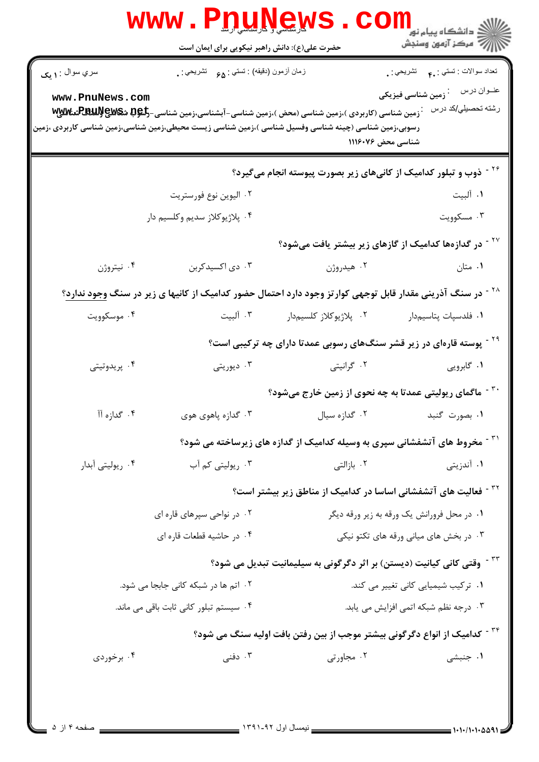۲۶ - ذوب و تبلور کدامیک از کانی‌های زیر بصورت پیوسته انجام می‌گیرد؟

۱. آلبیت

۲. الیوین نوع فورستریت

۳. مسکوویت

۴. پلاژیوکلاز سدیم وکلسیم دار

۲۷ - در گدازه‌ها کدامیک از گازهای زیر بیشتر یافت می‌شود؟

۱. متان

۲. هیدروژن

۳. دی اکسیدکربن

۴. نیتروژن

۲۸ - در سنگ آذرینی مقدار قابل توجهی کوارتز وجود دارد احتمال حضور کدامیک از کانیها ی زیر در سنگ وجود ندارد؟

۱. فلدسپات پتاسیم‌دار

۲. پلاژیوکلاز کلسیم‌دار

۳. آلبیت

۴. موسکوویت

۲۹ - پوسته قاره‌ای در زیر قشر سنگ‌های رسوبی عمدتا دارای چه ترکیبی است؟

۱. گابرویی

۲. گرانیتی

۳. دیوریتی

۴. پریدوتیتی

۳۰ - ماگمای ریولیتی عمدتا به چه نحوی از زمین خارج می‌شود؟

۱. بصورت گنبد

۲. گدازه سیال

۳. گدازه پاهوی هوی

۴. گدازه آآ

۳۱ - مخروط های آتشفشانی سپری به وسیله کدامیک از گدازه های زیرساخته می شود؟

۱. آندزیتی

۲. بازالتی

۳. ریولیتی کم آب

۴. ریولیتی آبدار

۳۲ - فعالیت های آتشفشانی اساسا در کدامیک از مناطق زیر بیشتر است؟

۱. در محل فرورانش یک ورقه به زیر ورقه دیگر

۲. در نواحی سپرهای قاره ای

۳. در بخش های میانی ورقه های تکتو نیکی

۴. در حاشیه قطعات قاره ای

۳۳ - وقتی کانی کیانیت (دیستن) بر اثر دگرگونی به سیلیمانیت تبدیل می شود؟

۱. ترکیب شیمیایی کانی تغییر می کند.

۲. اتم ها در شبکه کانی جابجا می شود.

۳. درجه نظم شبکه اتمی افزایش می یابد.

۴. سیستم تبلور کانی ثابت باقی می ماند.

۳۴ - کدامیک از انواع دگرگونی بیشتر موجب از بین رفتن بافت اولیه سنگ می شود؟

۱. جنبشی

۲. مجاورتی

۳. دفنی

۴. برخوردی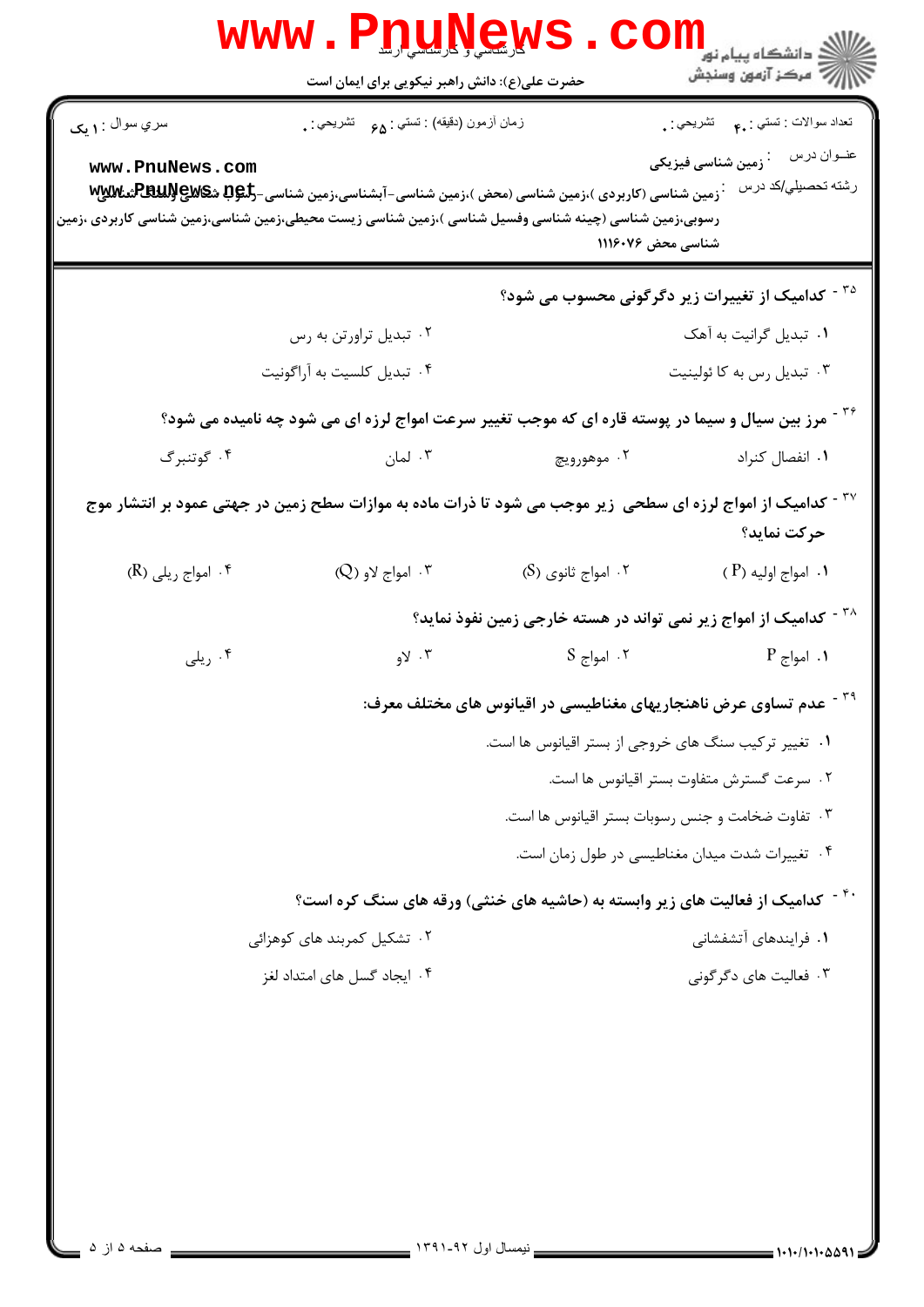۳۵ - کدامیک از تغییرات زیر دگرگونی محسوب می شود؟

۱. تبدیل گرانیت به آهک
۲. تبدیل تراورتن به رس
۳. تبدیل رس به کا ئولینیت
۴. تبدیل کلسیت به آراگونیت

۳۶ - مرز بین سیال و سیما در پوسته قاره ای که موجب تغییر سرعت امواج لرزه ای می شود چه نامیده می شود؟

۱. انفصال کنراد
۲. موهورویچ
۳. لمان
۴. گوتنبرگ

۳۷ - کدامیک از امواج لرزه ای سطحی زیر موجب می شود تا ذرات ماده به موازات سطح زمین در جهتی عمود بر انتشار موج حرکت نماید؟

۱. امواج اولیه (P)
۲. امواج ثانوی (S)
۳. امواج لاو (Q)
۴. امواج ریلی (R)

۳۸ - کدامیک از امواج زیر نمی تواند در هسته خارجی زمین نفوذ نماید؟

۱. امواج P
۲. امواج S
۳. لاو
۴. ریلی

۳۹ - عدم تساوی عرض ناهنجاریهای مغناطیسی در اقیانوس های مختلف معرف:

۱. تغییر ترکیب سنگ های خروجی از بستر اقیانوس ها است.
۲. سرعت گسترش متفاوت بستر اقیانوس ها است.
۳. تفاوت ضخامت و جنس رسوبات بستر اقیانوس ها است.
۴. تغییرات شدت میدان مغناطیسی در طول زمان است.

۴۰ - کدامیک از فعالیت های زیر وابسته به (حاشیه های خنثی) ورقه های سنگ کره است؟

۱. فرایندهای آتشفشانی
۲. تشکیل کمربند های کوهزائی
۳. فعالیت های دگرگونی
۴. ایجاد گسل های امتداد لغز